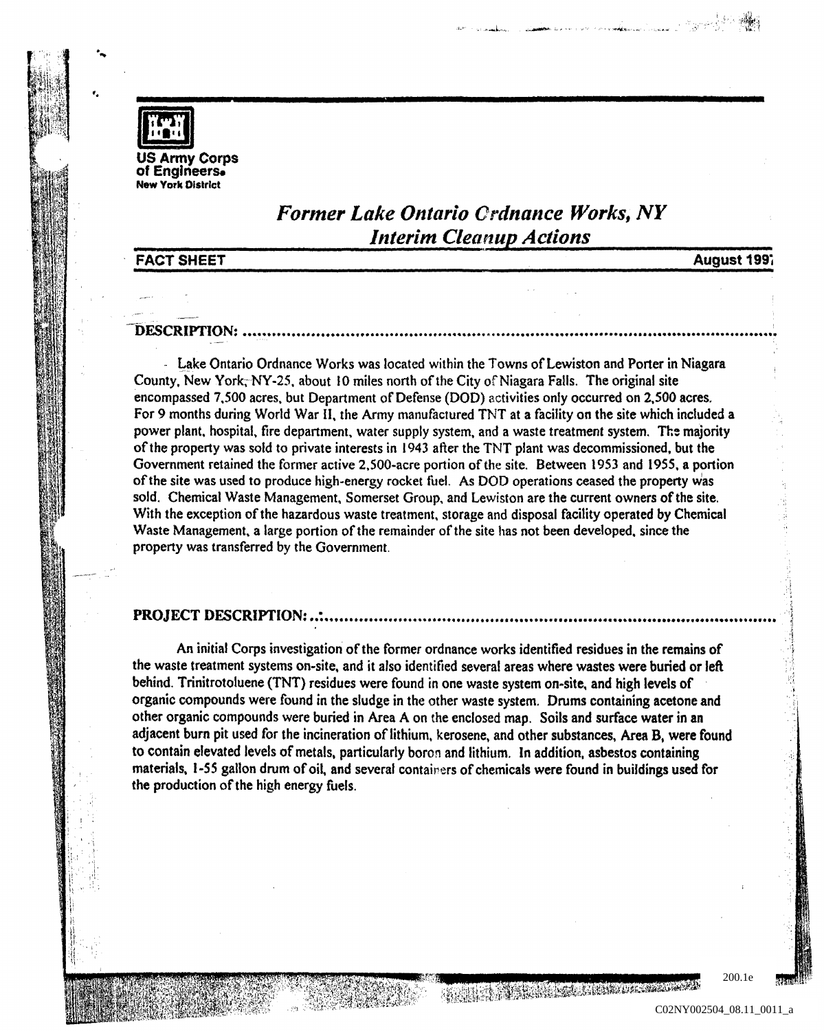US Army Corps of Engineers
New York District

# *Former Lake Ontario Ordnance Works, NY*
## *Interim Cleanup Actions*

**FACT SHEET** **August 1997**

## DESCRIPTION:

Lake Ontario Ordnance Works was located within the Towns of Lewiston and Porter in Niagara County, New York, NY-25, about 10 miles north of the City of Niagara Falls. The original site encompassed 7,500 acres, but Department of Defense (DOD) activities only occurred on 2,500 acres. For 9 months during World War II, the Army manufactured TNT at a facility on the site which included a power plant, hospital, fire department, water supply system, and a waste treatment system. The majority of the property was sold to private interests in 1943 after the TNT plant was decommissioned, but the Government retained the former active 2,500-acre portion of the site. Between 1953 and 1955, a portion of the site was used to produce high-energy rocket fuel. As DOD operations ceased the property was sold. Chemical Waste Management, Somerset Group, and Lewiston are the current owners of the site. With the exception of the hazardous waste treatment, storage and disposal facility operated by Chemical Waste Management, a large portion of the remainder of the site has not been developed, since the property was transferred by the Government.

## PROJECT DESCRIPTION:

An initial Corps investigation of the former ordnance works identified residues in the remains of the waste treatment systems on-site, and it also identified several areas where wastes were buried or left behind. Trinitrotoluene (TNT) residues were found in one waste system on-site, and high levels of organic compounds were found in the sludge in the other waste system. Drums containing acetone and other organic compounds were buried in Area A on the enclosed map. Soils and surface water in an adjacent burn pit used for the incineration of lithium, kerosene, and other substances, Area B, were found to contain elevated levels of metals, particularly boron and lithium. In addition, asbestos containing materials, 1-55 gallon drum of oil, and several containers of chemicals were found in buildings used for the production of the high energy fuels.

200.1e

C02NY002504_08.11_0011_a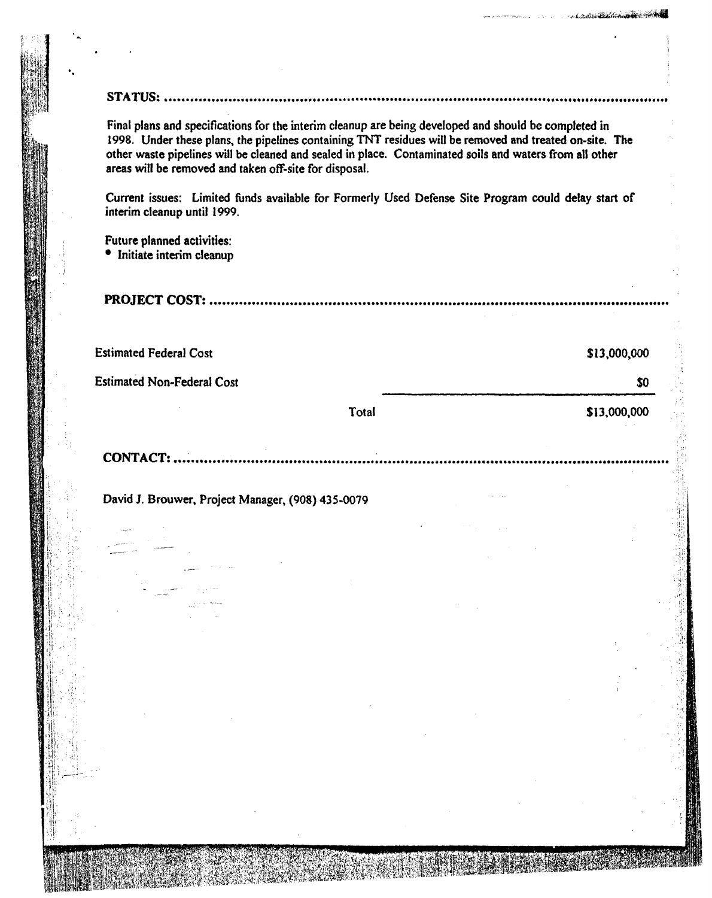**STATUS:**

Final plans and specifications for the interim cleanup are being developed and should be completed in 1998. Under these plans, the pipelines containing TNT residues will be removed and treated on-site. The other waste pipelines will be cleaned and sealed in place. Contaminated soils and waters from all other areas will be removed and taken off-site for disposal.

Current issues: Limited funds available for Formerly Used Defense Site Program could delay start of interim cleanup until 1999.

Future planned activities:

- Initiate interim cleanup

**PROJECT COST:**

| | | |
|---|---|---|
| Estimated Federal Cost | | $13,000,000 |
| Estimated Non-Federal Cost | | $0 |
| | Total | $13,000,000 |

**CONTACT:**

David J. Brouwer, Project Manager, (908) 435-0079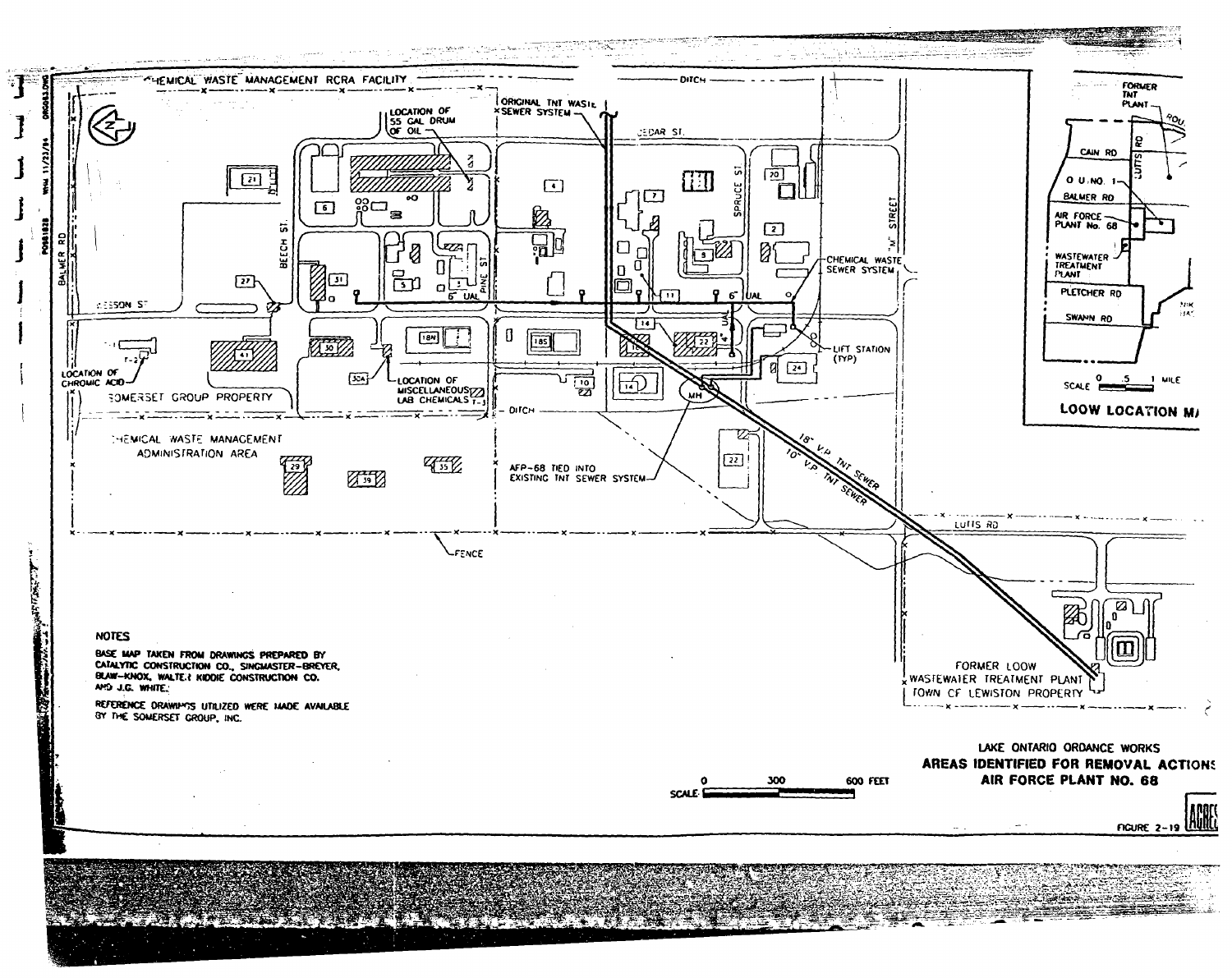CHEMICAL WASTE MANAGEMENT RCRA FACILITY

ORIGINAL TNT WASTE SEWER SYSTEM

LOCATION OF 55 GAL DRUM OF OIL

CEDAR ST.

DITCH

BEECH ST.

PINE ST.

SPRUCE ST.

"M" STREET

BALMER RD

LESSON ST

CHEMICAL WASTE SEWER SYSTEM

LIFT STATION (TYP)

6" UAL

LOCATION OF CHROMIC ACID

SOMERSET GROUP PROPERTY

LOCATION OF MISCELLANEOUS LAB CHEMICALS

CHEMICAL WASTE MANAGEMENT ADMINISTRATION AREA

AFP-68 TIED INTO EXISTING TNT SEWER SYSTEM

MH

18" V.P. TNT SEWER

10" V.P. TNT SEWER

LUTTS RD

FENCE

FORMER LOOW WASTEWATER TREATMENT PLANT

TOWN OF LEWISTON PROPERTY

## NOTES

BASE MAP TAKEN FROM DRAWINGS PREPARED BY CATALYTIC CONSTRUCTION CO., SINGMASTER-BREYER, BLAW-KNOX, WALTER KIDDIE CONSTRUCTION CO. AND J.G. WHITE.

REFERENCE DRAWINGS UTILIZED WERE MADE AVAILABLE BY THE SOMERSET GROUP, INC.

SCALE 0 300 600 FEET

## LOOW LOCATION MAP

FORMER TNT PLANT

CAIN RD

LUTTS RD

O.U. NO. 1

BALMER RD

AIR FORCE PLANT No. 68

WASTEWATER TREATMENT PLANT

PLETCHER RD

SWANN RD

SCALE 0 .5 1 MILE

LAKE ONTARIO ORDNANCE WORKS

**AREAS IDENTIFIED FOR REMOVAL ACTIONS**

**AIR FORCE PLANT NO. 68**

FIGURE 2-19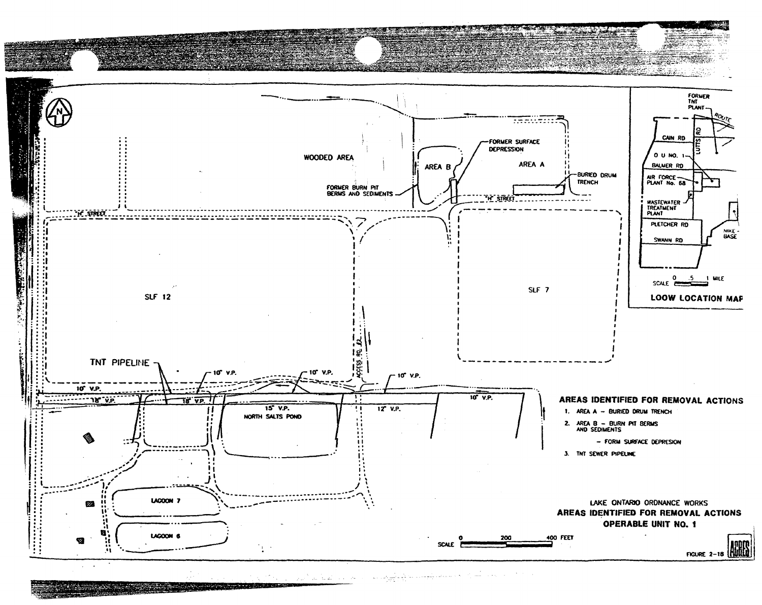FORMER TNT PLANT

ROUTE

CAIN RD

LUTTS RD

O U NO. 1

BALMER RD

AIR FORCE PLANT No. 68

WASTEWATER TREATMENT PLANT

PLETCHER RD

NIKE BASE

SWANN RD

SCALE 0 .5 1 MILE

**LOOW LOCATION MAP**

WOODED AREA

AREA B

FORMER SURFACE DEPRESSION

AREA A

BURIED DRUM TRENCH

FORMER BURN PIT BERMS AND SEDIMENTS

"H" STREET

SLF 12

SLF 7

ACCESS RD. #2

TNT PIPELINE

10" V.P.

18" V.P.

15" V.P.

12" V.P.

NORTH SALTS POND

LAGOON 7

LAGOON 6

SCALE 0 200 400 FEET

**AREAS IDENTIFIED FOR REMOVAL ACTIONS**

1. AREA A – BURIED DRUM TRENCH
2. AREA B – BURN PIT BERMS AND SEDIMENTS
   – FORM SURFACE DEPRESION
3. TNT SEWER PIPELINE

LAKE ONTARIO ORDNANCE WORKS

**AREAS IDENTIFIED FOR REMOVAL ACTIONS**

**OPERABLE UNIT NO. 1**

FIGURE 2-18

ACRES